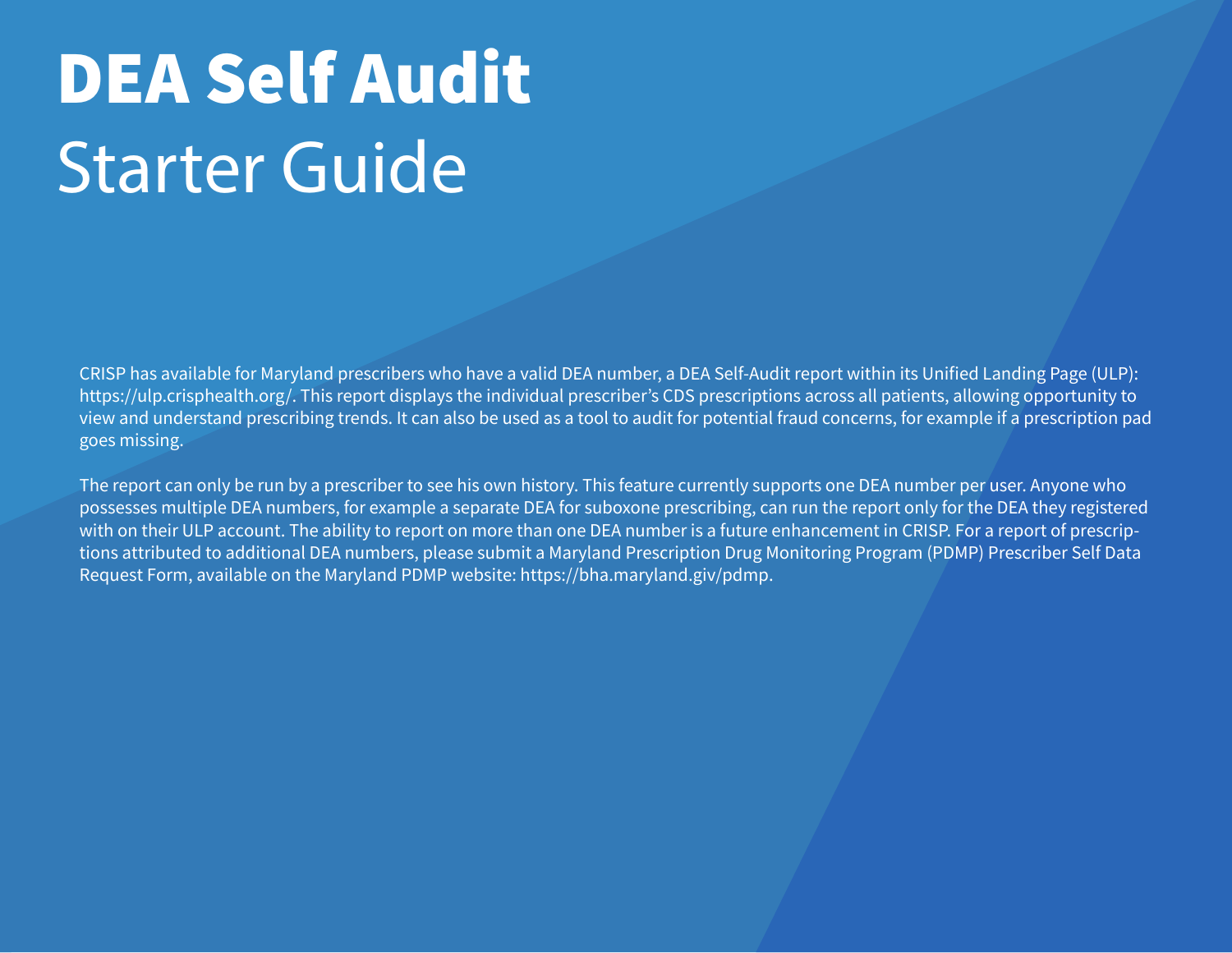# DEA Self Audit

## Starter Guide

CRISP has available for Maryland prescribers who have a valid DEA number, a DEA Self-Audit report within its Unified Landing Page (ULP): https://ulp.crisphealth.org/. This report displays the individual prescriber's CDS prescriptions across all patients, allowing opportunity to view and understand prescribing trends. It can also be used as a tool to audit for potential fraud concerns, for example if a prescription pad goes missing.

The report can only be run by a prescriber to see his own history. This feature currently supports one DEA number per user. Anyone who possesses multiple DEA numbers, for example a separate DEA for suboxone prescribing, can run the report only for the DEA they registered with on their ULP account. The ability to report on more than one DEA number is a future enhancement in CRISP. For a report of prescriptions attributed to additional DEA numbers, please submit a Maryland Prescription Drug Monitoring Program (PDMP) Prescriber Self Data Request Form, available on the Maryland PDMP website: https://bha.maryland.giv/pdmp.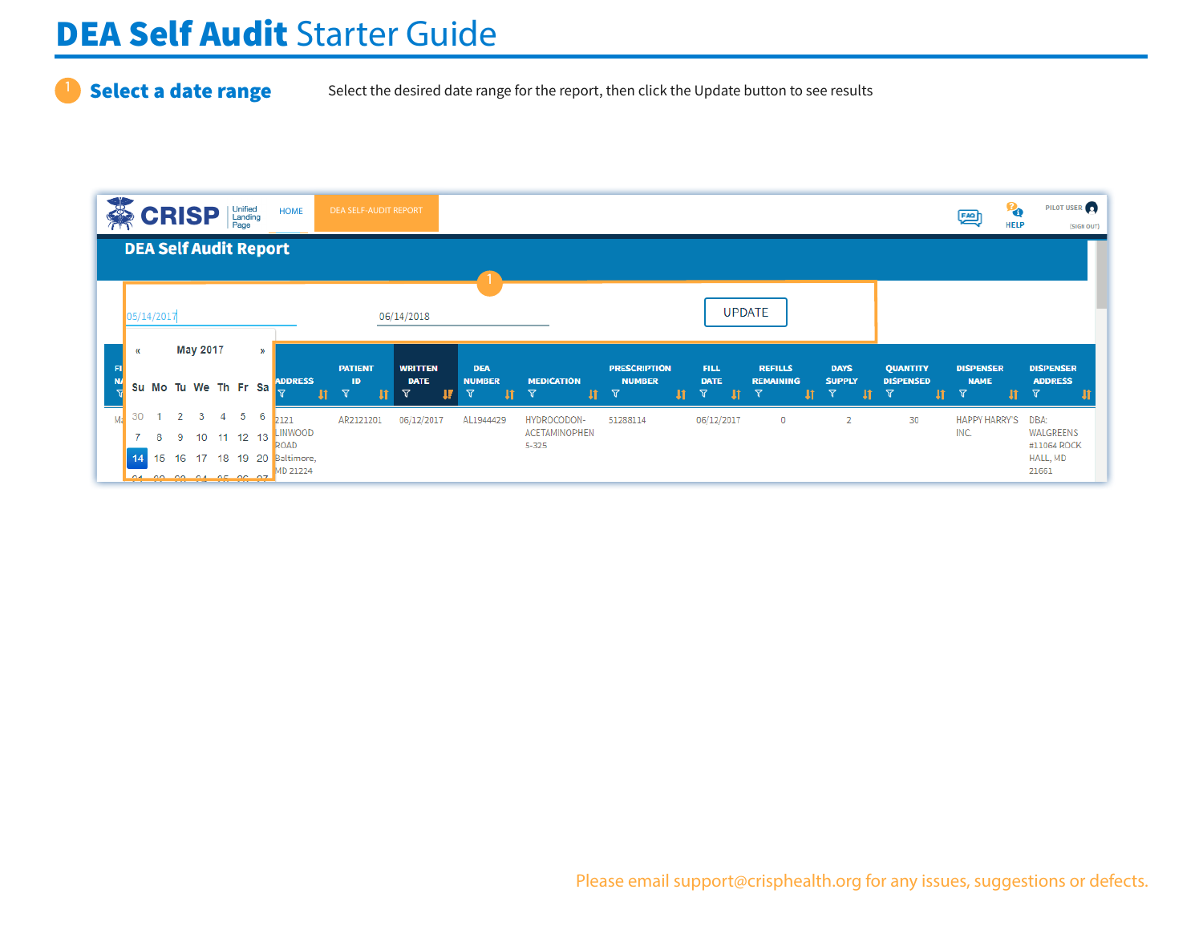# DEA Self Audit Starter Guide

## 1 Select a date range

Select the desired date range for the report, then click the Update button to see results

Please email support@crisphealth.org for any issues, suggestions or defects.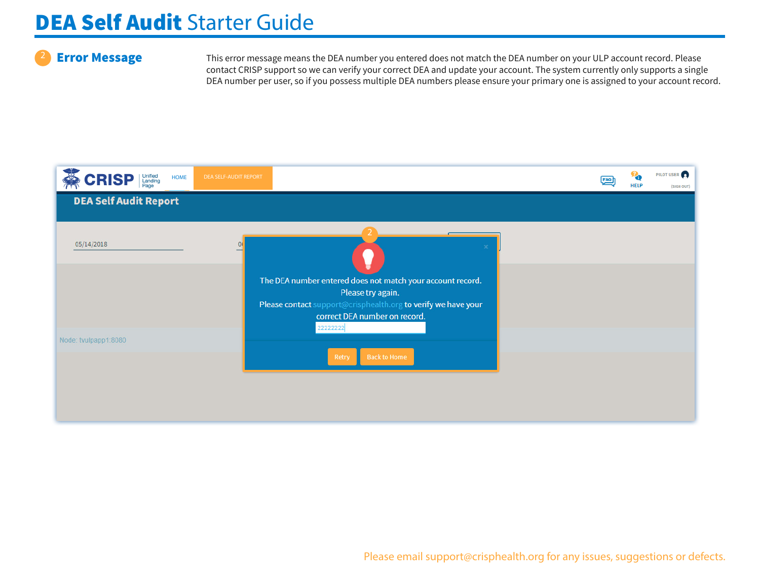# DEA Self Audit Starter Guide

## 2 Error Message

This error message means the DEA number you entered does not match the DEA number on your ULP account record. Please contact CRISP support so we can verify your correct DEA and update your account. The system currently only supports a single DEA number per user, so if you possess multiple DEA numbers please ensure your primary one is assigned to your account record.

CRISP Unified Landing Page HOME DEA SELF-AUDIT REPORT HELP PILOT USER (SIGN OUT)

DEA Self Audit Report

05/14/2018

The DEA number entered does not match your account record. Please try again. Please contact support@crisphealth.org to verify we have your correct DEA number on record.

22222222

Retry Back to Home

Node: tvulpapp1:8080

Please email support@crisphealth.org for any issues, suggestions or defects.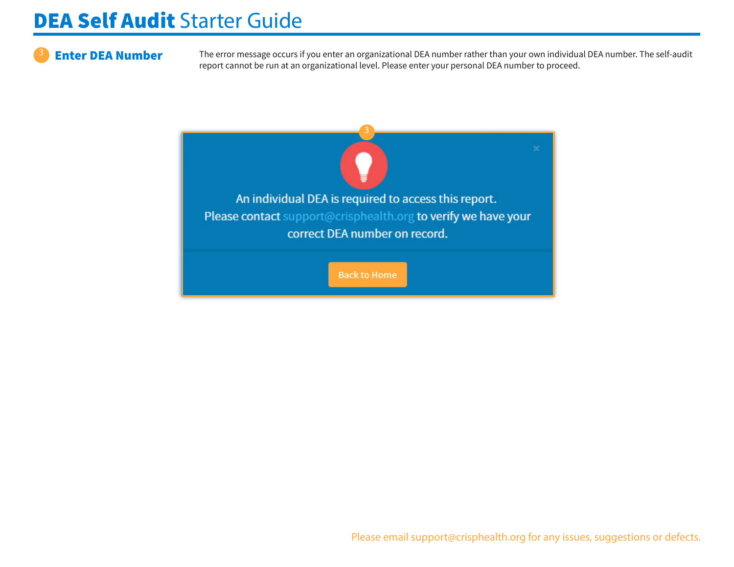# **DEA Self Audit** Starter Guide

## 3 Enter DEA Number

The error message occurs if you enter an organizational DEA number rather than your own individual DEA number. The self-audit report cannot be run at an organizational level. Please enter your personal DEA number to proceed.

3

An individual DEA is required to access this report.
Please contact support@crisphealth.org to verify we have your correct DEA number on record.

Back to Home

Please email support@crisphealth.org for any issues, suggestions or defects.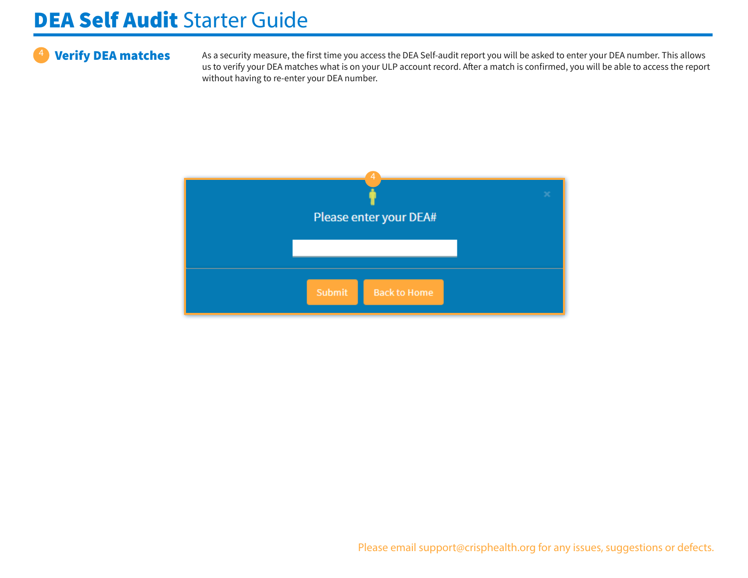# DEA Self Audit Starter Guide

## 4 Verify DEA matches

As a security measure, the first time you access the DEA Self-audit report you will be asked to enter your DEA number. This allows us to verify your DEA matches what is on your ULP account record. After a match is confirmed, you will be able to access the report without having to re-enter your DEA number.

Please enter your DEA#

Submit | Back to Home

Please email support@crisphealth.org for any issues, suggestions or defects.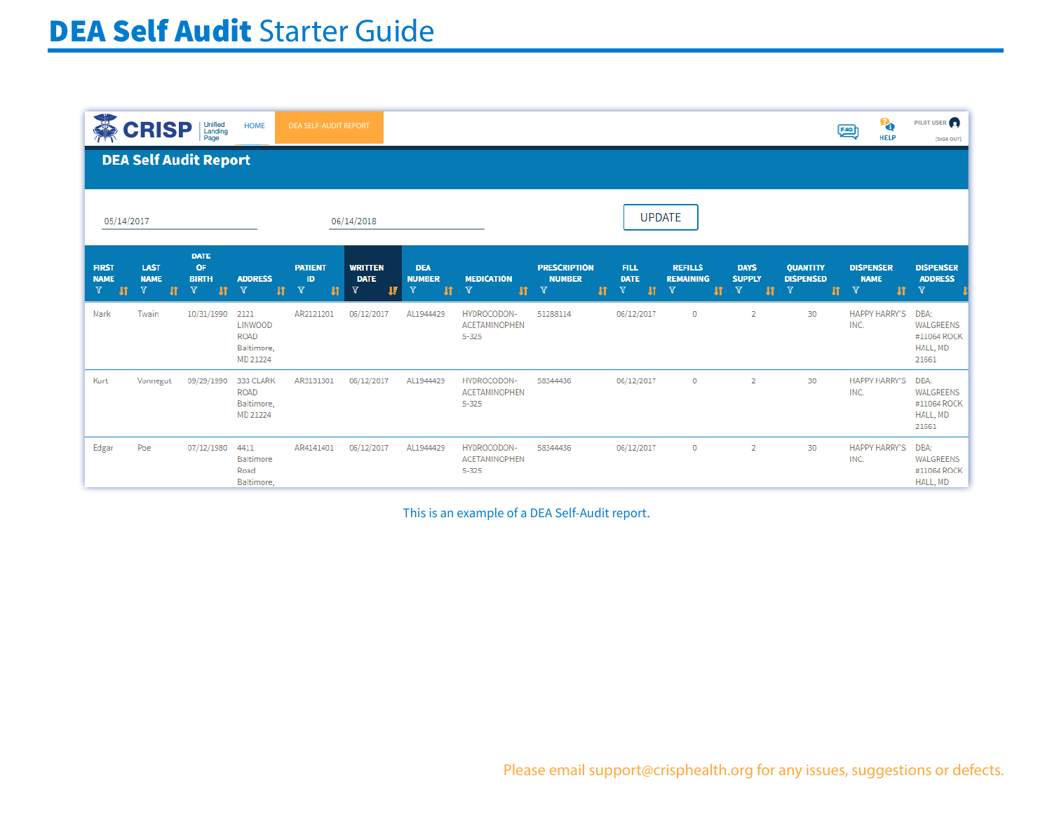# DEA Self Audit Starter Guide

CRISP Unified Landing Page | HOME | DEA SELF-AUDIT REPORT

FAQ | HELP | PILOT USER (SIGN OUT)

## DEA Self Audit Report

05/14/2017 | 06/14/2018 | UPDATE

| FIRST NAME | LAST NAME | DATE OF BIRTH | ADDRESS | PATIENT ID | WRITTEN DATE | DEA NUMBER | MEDICATION | PRESCRIPTION NUMBER | FILL DATE | REFILLS REMAINING | DAYS SUPPLY | QUANTITY DISPENSED | DISPENSER NAME | DISPENSER ADDRESS |
|---|---|---|---|---|---|---|---|---|---|---|---|---|---|---|
| Mark | Twain | 10/31/1990 | 2121 LINWOOD ROAD Baltimore, MD 21224 | AR2121201 | 06/12/2017 | AL1944429 | HYDROCODON-ACETAMINOPHEN 5-325 | 51288114 | 06/12/2017 | 0 | 2 | 30 | HAPPY HARRY'S INC. | DBA: WALGREENS #11064 ROCK HALL, MD 21661 |
| Kurt | Vonnegut | 09/29/1990 | 333 CLARK ROAD Baltimore, MD 21224 | AR3131301 | 06/12/2017 | AL1944429 | HYDROCODON-ACETAMINOPHEN 5-325 | 58344436 | 06/12/2017 | 0 | 2 | 30 | HAPPY HARRY'S INC. | DBA: WALGREENS #11064 ROCK HALL, MD 21661 |
| Edgar | Poe | 07/12/1980 | 4411 Baltimore Road Baltimore, | AR4141401 | 06/12/2017 | AL1944429 | HYDROCODON-ACETAMINOPHEN 5-325 | 58344436 | 06/12/2017 | 0 | 2 | 30 | HAPPY HARRY'S INC. | DBA: WALGREENS #11064 ROCK HALL, MD |

This is an example of a DEA Self-Audit report.

Please email support@crisphealth.org for any issues, suggestions or defects.